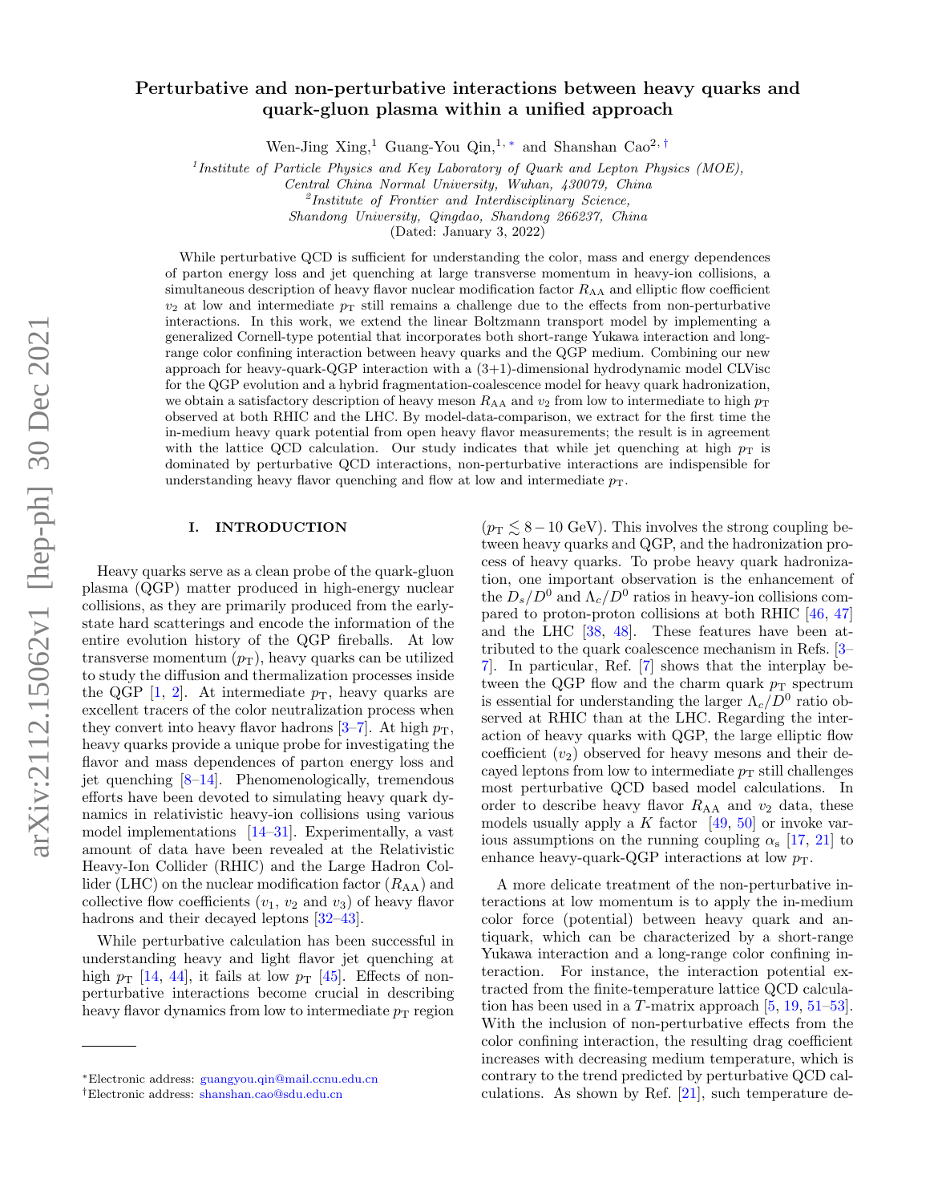# Perturbative and non-perturbative interactions between heavy quarks and quark-gluon plasma within a unified approach

Wen-Jing Xing,[1] Guang-You Qin,[1,*] and Shanshan Cao[2,†]

[1]*Institute of Particle Physics and Key Laboratory of Quark and Lepton Physics (MOE), Central China Normal University, Wuhan, 430079, China*

[2]*Institute of Frontier and Interdisciplinary Science, Shandong University, Qingdao, Shandong 266237, China*

(Dated: January 3, 2022)

While perturbative QCD is sufficient for understanding the color, mass and energy dependences of parton energy loss and jet quenching at large transverse momentum in heavy-ion collisions, a simultaneous description of heavy flavor nuclear modification factor $R_{\rm AA}$ and elliptic flow coefficient $v_2$ at low and intermediate $p_{\rm T}$ still remains a challenge due to the effects from non-perturbative interactions. In this work, we extend the linear Boltzmann transport model by implementing a generalized Cornell-type potential that incorporates both short-range Yukawa interaction and long-range color confining interaction between heavy quarks and the QGP medium. Combining our new approach for heavy-quark-QGP interaction with a (3+1)-dimensional hydrodynamic model CLVisc for the QGP evolution and a hybrid fragmentation-coalescence model for heavy quark hadronization, we obtain a satisfactory description of heavy meson $R_{\rm AA}$ and $v_2$ from low to intermediate to high $p_{\rm T}$ observed at both RHIC and the LHC. By model-data-comparison, we extract for the first time the in-medium heavy quark potential from open heavy flavor measurements; the result is in agreement with the lattice QCD calculation. Our study indicates that while jet quenching at high $p_{\rm T}$ is dominated by perturbative QCD interactions, non-perturbative interactions are indispensible for understanding heavy flavor quenching and flow at low and intermediate $p_{\rm T}$.

## I. INTRODUCTION

Heavy quarks serve as a clean probe of the quark-gluon plasma (QGP) matter produced in high-energy nuclear collisions, as they are primarily produced from the early-state hard scatterings and encode the information of the entire evolution history of the QGP fireballs. At low transverse momentum ($p_{\rm T}$), heavy quarks can be utilized to study the diffusion and thermalization processes inside the QGP [1, 2]. At intermediate $p_{\rm T}$, heavy quarks are excellent tracers of the color neutralization process when they convert into heavy flavor hadrons [3–7]. At high $p_{\rm T}$, heavy quarks provide a unique probe for investigating the flavor and mass dependences of parton energy loss and jet quenching [8–14]. Phenomenologically, tremendous efforts have been devoted to simulating heavy quark dynamics in relativistic heavy-ion collisions using various model implementations [14–31]. Experimentally, a vast amount of data have been revealed at the Relativistic Heavy-Ion Collider (RHIC) and the Large Hadron Collider (LHC) on the nuclear modification factor ($R_{\rm AA}$) and collective flow coefficients ($v_1$, $v_2$ and $v_3$) of heavy flavor hadrons and their decayed leptons [32–43].

While perturbative calculation has been successful in understanding heavy and light flavor jet quenching at high $p_{\rm T}$ [14, 44], it fails at low $p_{\rm T}$ [45]. Effects of non-perturbative interactions become crucial in describing heavy flavor dynamics from low to intermediate $p_{\rm T}$ region ($p_{\rm T} \lesssim 8-10$ GeV). This involves the strong coupling between heavy quarks and QGP, and the hadronization process of heavy quarks. To probe heavy quark hadronization, one important observation is the enhancement of the $D_s/D^0$ and $\Lambda_c/D^0$ ratios in heavy-ion collisions compared to proton-proton collisions at both RHIC [46, 47] and the LHC [38, 48]. These features have been attributed to the quark coalescence mechanism in Refs. [3–7]. In particular, Ref. [7] shows that the interplay between the QGP flow and the charm quark $p_{\rm T}$ spectrum is essential for understanding the larger $\Lambda_c/D^0$ ratio observed at RHIC than at the LHC. Regarding the interaction of heavy quarks with QGP, the large elliptic flow coefficient ($v_2$) observed for heavy mesons and their decayed leptons from low to intermediate $p_{\rm T}$ still challenges most perturbative QCD based model calculations. In order to describe heavy flavor $R_{\rm AA}$ and $v_2$ data, these models usually apply a $K$ factor [49, 50] or invoke various assumptions on the running coupling $\alpha_{\rm s}$ [17, 21] to enhance heavy-quark-QGP interactions at low $p_{\rm T}$.

A more delicate treatment of the non-perturbative interactions at low momentum is to apply the in-medium color force (potential) between heavy quark and antiquark, which can be characterized by a short-range Yukawa interaction and a long-range color confining interaction. For instance, the interaction potential extracted from the finite-temperature lattice QCD calculation has been used in a $T$-matrix approach [5, 19, 51–53]. With the inclusion of non-perturbative effects from the color confining interaction, the resulting drag coefficient increases with decreasing medium temperature, which is contrary to the trend predicted by perturbative QCD calculations. As shown by Ref. [21], such temperature de-

*Electronic address: guangyou.qin@mail.ccnu.edu.cn

†Electronic address: shanshan.cao@sdu.edu.cn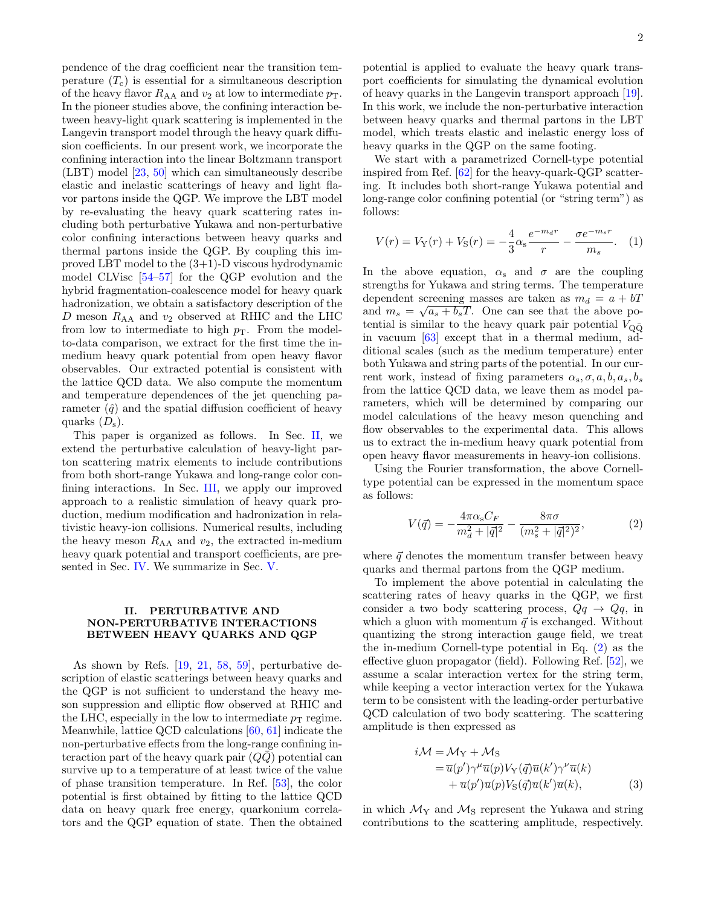pendence of the drag coefficient near the transition temperature ($T_c$) is essential for a simultaneous description of the heavy flavor $R_{AA}$ and $v_2$ at low to intermediate $p_T$. In the pioneer studies above, the confining interaction between heavy-light quark scattering is implemented in the Langevin transport model through the heavy quark diffusion coefficients. In our present work, we incorporate the confining interaction into the linear Boltzmann transport (LBT) model [23, 50] which can simultaneously describe elastic and inelastic scatterings of heavy and light flavor partons inside the QGP. We improve the LBT model by re-evaluating the heavy quark scattering rates including both perturbative Yukawa and non-perturbative color confining interactions between heavy quarks and thermal partons inside the QGP. By coupling this improved LBT model to the (3+1)-D viscous hydrodynamic model CLVisc [54–57] for the QGP evolution and the hybrid fragmentation-coalescence model for heavy quark hadronization, we obtain a satisfactory description of the $D$ meson $R_{AA}$ and $v_2$ observed at RHIC and the LHC from low to intermediate to high $p_T$. From the model-to-data comparison, we extract for the first time the in-medium heavy quark potential from open heavy flavor observables. Our extracted potential is consistent with the lattice QCD data. We also compute the momentum and temperature dependences of the jet quenching parameter ($\hat{q}$) and the spatial diffusion coefficient of heavy quarks ($D_s$).

This paper is organized as follows. In Sec. II, we extend the perturbative calculation of heavy-light parton scattering matrix elements to include contributions from both short-range Yukawa and long-range color confining interactions. In Sec. III, we apply our improved approach to a realistic simulation of heavy quark production, medium modification and hadronization in relativistic heavy-ion collisions. Numerical results, including the heavy meson $R_{AA}$ and $v_2$, the extracted in-medium heavy quark potential and transport coefficients, are presented in Sec. IV. We summarize in Sec. V.

## II. PERTURBATIVE AND NON-PERTURBATIVE INTERACTIONS BETWEEN HEAVY QUARKS AND QGP

As shown by Refs. [19, 21, 58, 59], perturbative description of elastic scatterings between heavy quarks and the QGP is not sufficient to understand the heavy meson suppression and elliptic flow observed at RHIC and the LHC, especially in the low to intermediate $p_T$ regime. Meanwhile, lattice QCD calculations [60, 61] indicate the non-perturbative effects from the long-range confining interaction part of the heavy quark pair ($Q\bar{Q}$) potential can survive up to a temperature of at least twice of the value of phase transition temperature. In Ref. [53], the color potential is first obtained by fitting to the lattice QCD data on heavy quark free energy, quarkonium correlators and the QGP equation of state. Then the obtained potential is applied to evaluate the heavy quark transport coefficients for simulating the dynamical evolution of heavy quarks in the Langevin transport approach [19]. In this work, we include the non-perturbative interaction between heavy quarks and thermal partons in the LBT model, which treats elastic and inelastic energy loss of heavy quarks in the QGP on the same footing.

We start with a parametrized Cornell-type potential inspired from Ref. [62] for the heavy-quark-QGP scattering. It includes both short-range Yukawa potential and long-range color confining potential (or "string term") as follows:

$$V(r) = V_{\rm Y}(r) + V_{\rm S}(r) = -\frac{4}{3}\alpha_{\rm s}\frac{e^{-m_d r}}{r} - \frac{\sigma e^{-m_s r}}{m_s}. \quad (1)$$

In the above equation, $\alpha_{\rm s}$ and $\sigma$ are the coupling strengths for Yukawa and string terms. The temperature dependent screening masses are taken as $m_d = a + bT$ and $m_s = \sqrt{a_s + b_s T}$. One can see that the above potential is similar to the heavy quark pair potential $V_{Q\bar{Q}}$ in vacuum [63] except that in a thermal medium, additional scales (such as the medium temperature) enter both Yukawa and string parts of the potential. In our current work, instead of fixing parameters $\alpha_{\rm s}, \sigma, a, b, a_s, b_s$ from the lattice QCD data, we leave them as model parameters, which will be determined by comparing our model calculations of the heavy meson quenching and flow observables to the experimental data. This allows us to extract the in-medium heavy quark potential from open heavy flavor measurements in heavy-ion collisions.

Using the Fourier transformation, the above Cornell-type potential can be expressed in the momentum space as follows:

$$V(\vec{q}) = -\frac{4\pi\alpha_{\rm s}C_F}{m_d^2 + |\vec{q}|^2} - \frac{8\pi\sigma}{(m_s^2 + |\vec{q}|^2)^2}, \quad (2)$$

where $\vec{q}$ denotes the momentum transfer between heavy quarks and thermal partons from the QGP medium.

To implement the above potential in calculating the scattering rates of heavy quarks in the QGP, we first consider a two body scattering process, $Qq \to Qq$, in which a gluon with momentum $\vec{q}$ is exchanged. Without quantizing the strong interaction gauge field, we treat the in-medium Cornell-type potential in Eq. (2) as the effective gluon propagator (field). Following Ref. [52], we assume a scalar interaction vertex for the string term, while keeping a vector interaction vertex for the Yukawa term to be consistent with the leading-order perturbative QCD calculation of two body scattering. The scattering amplitude is then expressed as

$$\begin{aligned} i\mathcal{M} &= \mathcal{M}_{\rm Y} + \mathcal{M}_{\rm S} \\ &= \overline{u}(p')\gamma^\mu \overline{u}(p) V_{\rm Y}(\vec{q}) \overline{u}(k')\gamma^\nu \overline{u}(k) \\ &\quad + \overline{u}(p')\overline{u}(p) V_{\rm S}(\vec{q}) \overline{u}(k')\overline{u}(k), \end{aligned} \quad (3)$$

in which $\mathcal{M}_{\rm Y}$ and $\mathcal{M}_{\rm S}$ represent the Yukawa and string contributions to the scattering amplitude, respectively.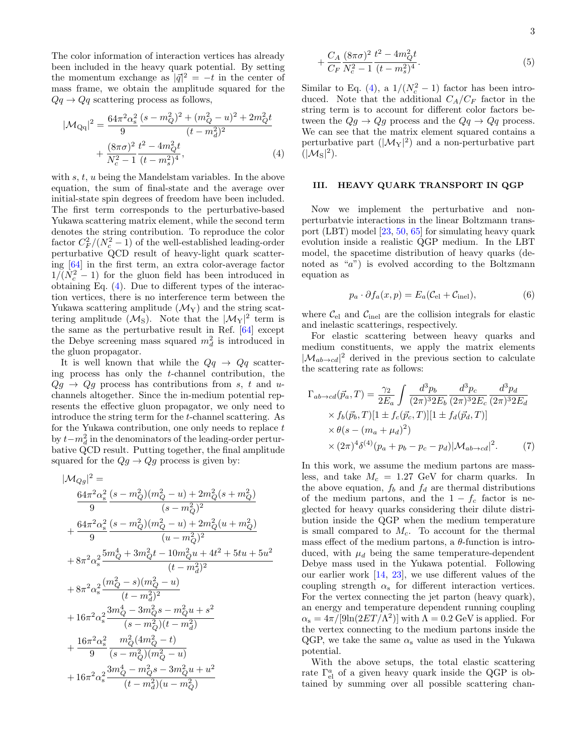The color information of interaction vertices has already been included in the heavy quark potential. By setting the momentum exchange as $|\vec{q}|^2 = -t$ in the center of mass frame, we obtain the amplitude squared for the $Qq \to Qq$ scattering process as follows,

$$
\begin{aligned}
|\mathcal{M}_{\mathrm{Qq}}|^2 = & \frac{64\pi^2\alpha_s^2}{9}\frac{(s-m_Q^2)^2+(m_Q^2-u)^2+2m_Q^2 t}{(t-m_d^2)^2} \\
& + \frac{(8\pi\sigma)^2}{N_c^2-1}\frac{t^2-4m_Q^2 t}{(t-m_s^2)^4},
\end{aligned}
\tag{4}
$$

with $s$, $t$, $u$ being the Mandelstam variables. In the above equation, the sum of final-state and the average over initial-state spin degrees of freedom have been included. The first term corresponds to the perturbative-based Yukawa scattering matrix element, while the second term denotes the string contribution. To reproduce the color factor $C_F^2/(N_c^2-1)$ of the well-established leading-order perturbative QCD result of heavy-light quark scattering [64] in the first term, an extra color-average factor $1/(N_c^2-1)$ for the gluon field has been introduced in obtaining Eq. (4). Due to different types of the interaction vertices, there is no interference term between the Yukawa scattering amplitude ($\mathcal{M}_\mathrm{Y}$) and the string scattering amplitude ($\mathcal{M}_\mathrm{S}$). Note that the $|\mathcal{M}_\mathrm{Y}|^2$ term is the same as the perturbative result in Ref. [64] except the Debye screening mass squared $m_d^2$ is introduced in the gluon propagator.

It is well known that while the $Qq \to Qq$ scattering process has only the $t$-channel contribution, the $Qg \to Qg$ process has contributions from $s$, $t$ and $u$-channels altogether. Since the in-medium potential represents the effective gluon propagator, we only need to introduce the string term for the $t$-channel scattering. As for the Yukawa contribution, one only needs to replace $t$ by $t - m_d^2$ in the denominators of the leading-order perturbative QCD result. Putting together, the final amplitude squared for the $Qg \to Qg$ process is given by:

$$
\begin{aligned}
|\mathcal{M}_{Qg}|^2 = & \\
& \frac{64\pi^2\alpha_s^2}{9}\frac{(s-m_Q^2)(m_Q^2-u)+2m_Q^2(s+m_Q^2)}{(s-m_Q^2)^2} \\
& + \frac{64\pi^2\alpha_s^2}{9}\frac{(s-m_Q^2)(m_Q^2-u)+2m_Q^2(u+m_Q^2)}{(u-m_Q^2)^2} \\
& + 8\pi^2\alpha_s^2\frac{5m_Q^4+3m_Q^2 t-10m_Q^2 u+4t^2+5tu+5u^2}{(t-m_d^2)^2} \\
& + 8\pi^2\alpha_s^2\frac{(m_Q^2-s)(m_Q^2-u)}{(t-m_d^2)^2} \\
& + 16\pi^2\alpha_s^2\frac{3m_Q^4-3m_Q^2 s-m_Q^2 u+s^2}{(s-m_Q^2)(t-m_d^2)} \\
& + \frac{16\pi^2\alpha_s^2}{9}\frac{m_Q^2(4m_Q^2-t)}{(s-m_Q^2)(m_Q^2-u)} \\
& + 16\pi^2\alpha_s^2\frac{3m_Q^4-m_Q^2 s-3m_Q^2 u+u^2}{(t-m_d^2)(u-m_Q^2)} \\
& + \frac{C_A}{C_F}\frac{(8\pi\sigma)^2}{N_c^2-1}\frac{t^2-4m_Q^2 t}{(t-m_s^2)^4}.
\end{aligned}
\tag{5}
$$

Similar to Eq. (4), a $1/(N_c^2-1)$ factor has been introduced. Note that the additional $C_A/C_F$ factor in the string term is to account for different color factors between the $Qg \to Qg$ process and the $Qq \to Qq$ process. We can see that the matrix element squared contains a perturbative part ($|\mathcal{M}_\mathrm{Y}|^2$) and a non-perturbative part ($|\mathcal{M}_\mathrm{S}|^2$).

## III. HEAVY QUARK TRANSPORT IN QGP

Now we implement the perturbative and non-perturbatvie interactions in the linear Boltzmann transport (LBT) model [23, 50, 65] for simulating heavy quark evolution inside a realistic QGP medium. In the LBT model, the spacetime distribution of heavy quarks (denoted as "$a$") is evolved according to the Boltzmann equation as

$$
p_a \cdot \partial f_a(x,p) = E_a(\mathcal{C}_\mathrm{el} + \mathcal{C}_\mathrm{inel}),
\tag{6}
$$

where $\mathcal{C}_\mathrm{el}$ and $\mathcal{C}_\mathrm{inel}$ are the collision integrals for elastic and inelastic scatterings, respectively.

For elastic scattering between heavy quarks and medium constituents, we apply the matrix elements $|\mathcal{M}_{ab\to cd}|^2$ derived in the previous section to calculate the scattering rate as follows:

$$
\begin{aligned}
\Gamma_{ab\to cd}(\vec{p}_a, T) = & \frac{\gamma_2}{2E_a}\int\frac{d^3p_b}{(2\pi)^3 2E_b}\frac{d^3p_c}{(2\pi)^3 2E_c}\frac{d^3p_d}{(2\pi)^3 2E_d} \\
& \times f_b(\vec{p}_b, T)[1 \pm f_c(\vec{p}_c, T)][1 \pm f_d(\vec{p}_d, T)] \\
& \times \theta(s - (m_a + \mu_d)^2) \\
& \times (2\pi)^4 \delta^{(4)}(p_a + p_b - p_c - p_d)|\mathcal{M}_{ab\to cd}|^2.
\end{aligned}
\tag{7}
$$

In this work, we assume the medium partons are massless, and take $M_c = 1.27$ GeV for charm quarks. In the above equation, $f_b$ and $f_d$ are thermal distributions of the medium partons, and the $1 - f_c$ factor is neglected for heavy quarks considering their dilute distribution inside the QGP when the medium temperature is small compared to $M_c$. To account for the thermal mass effect of the medium partons, a $\theta$-function is introduced, with $\mu_d$ being the same temperature-dependent Debye mass used in the Yukawa potential. Following our earlier work [14, 23], we use different values of the coupling strength $\alpha_s$ for different interaction vertices. For the vertex connecting the jet parton (heavy quark), an energy and temperature dependent running coupling $\alpha_s = 4\pi/[9\ln(2ET/\Lambda^2)]$ with $\Lambda = 0.2$ GeV is applied. For the vertex connecting to the medium partons inside the QGP, we take the same $\alpha_s$ value as used in the Yukawa potential.

With the above setups, the total elastic scattering rate $\Gamma^a_\mathrm{el}$ of a given heavy quark inside the QGP is obtained by summing over all possible scattering chan-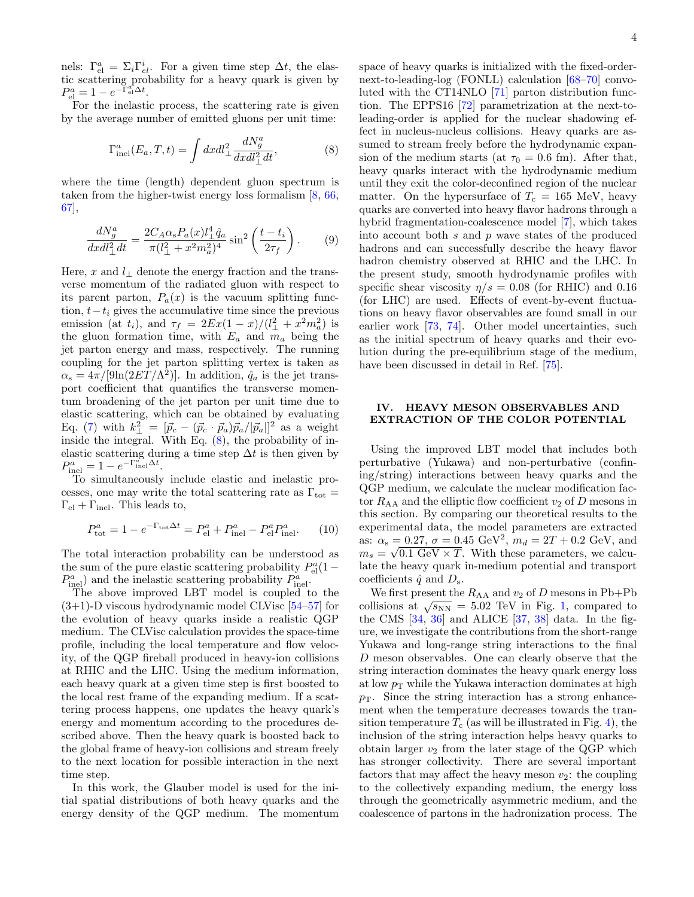nels: $\Gamma^a_{\rm el} = \Sigma_i \Gamma^i_{el}$. For a given time step $\Delta t$, the elastic scattering probability for a heavy quark is given by $P^a_{\rm el} = 1 - e^{-\Gamma^a_{\rm el}\Delta t}$.

For the inelastic process, the scattering rate is given by the average number of emitted gluons per unit time:

$$\Gamma^a_{\rm inel}(E_a, T, t) = \int dx dl^2_\perp \frac{dN^a_g}{dx dl^2_\perp dt}, \tag{8}$$

where the time (length) dependent gluon spectrum is taken from the higher-twist energy loss formalism [8, 66, 67],

$$\frac{dN^a_g}{dx dl^2_\perp dt} = \frac{2C_A \alpha_s P_a(x) l^4_\perp \hat{q}_a}{\pi(l^2_\perp + x^2 m^2_a)^4} \sin^2\left(\frac{t - t_i}{2\tau_f}\right). \tag{9}$$

Here, $x$ and $l_\perp$ denote the energy fraction and the transverse momentum of the radiated gluon with respect to its parent parton, $P_a(x)$ is the vacuum splitting function, $t - t_i$ gives the accumulative time since the previous emission (at $t_i$), and $\tau_f = 2Ex(1-x)/(l^2_\perp + x^2 m^2_a)$ is the gluon formation time, with $E_a$ and $m_a$ being the jet parton energy and mass, respectively. The running coupling for the jet parton splitting vertex is taken as $\alpha_s = 4\pi/[9\ln(2ET/\Lambda^2)]$. In addition, $\hat{q}_a$ is the jet transport coefficient that quantifies the transverse momentum broadening of the jet parton per unit time due to elastic scattering, which can be obtained by evaluating Eq. (7) with $k^2_\perp = [\vec{p}_c - (\vec{p}_c \cdot \vec{p}_a)\vec{p}_a/|\vec{p}_a|]^2$ as a weight inside the integral. With Eq. (8), the probability of inelastic scattering during a time step $\Delta t$ is then given by $P^a_{\rm inel} = 1 - e^{-\Gamma^a_{\rm inel}\Delta t}$.

To simultaneously include elastic and inelastic processes, one may write the total scattering rate as $\Gamma_{\rm tot} = \Gamma_{\rm el} + \Gamma_{\rm inel}$. This leads to,

$$P^a_{\rm tot} = 1 - e^{-\Gamma_{\rm tot}\Delta t} = P^a_{\rm el} + P^a_{\rm inel} - P^a_{\rm el} P^a_{\rm inel}. \tag{10}$$

The total interaction probability can be understood as the sum of the pure elastic scattering probability $P^a_{\rm el}(1 - P^a_{\rm inel})$ and the inelastic scattering probability $P^a_{\rm inel}$.

The above improved LBT model is coupled to the (3+1)-D viscous hydrodynamic model CLVisc [54–57] for the evolution of heavy quarks inside a realistic QGP medium. The CLVisc calculation provides the space-time profile, including the local temperature and flow velocity, of the QGP fireball produced in heavy-ion collisions at RHIC and the LHC. Using the medium information, each heavy quark at a given time step is first boosted to the local rest frame of the expanding medium. If a scattering process happens, one updates the heavy quark's energy and momentum according to the procedures described above. Then the heavy quark is boosted back to the global frame of heavy-ion collisions and stream freely to the next location for possible interaction in the next time step.

In this work, the Glauber model is used for the initial spatial distributions of both heavy quarks and the energy density of the QGP medium. The momentum space of heavy quarks is initialized with the fixed-order-next-to-leading-log (FONLL) calculation [68–70] convoluted with the CT14NLO [71] parton distribution function. The EPPS16 [72] parametrization at the next-to-leading-order is applied for the nuclear shadowing effect in nucleus-nucleus collisions. Heavy quarks are assumed to stream freely before the hydrodynamic expansion of the medium starts (at $\tau_0 = 0.6$ fm). After that, heavy quarks interact with the hydrodynamic medium until they exit the color-deconfined region of the nuclear matter. On the hypersurface of $T_{\rm c} = 165$ MeV, heavy quarks are converted into heavy flavor hadrons through a hybrid fragmentation-coalescence model [7], which takes into account both $s$ and $p$ wave states of the produced hadrons and can successfully describe the heavy flavor hadron chemistry observed at RHIC and the LHC. In the present study, smooth hydrodynamic profiles with specific shear viscosity $\eta/s = 0.08$ (for RHIC) and 0.16 (for LHC) are used. Effects of event-by-event fluctuations on heavy flavor observables are found small in our earlier work [73, 74]. Other model uncertainties, such as the initial spectrum of heavy quarks and their evolution during the pre-equilibrium stage of the medium, have been discussed in detail in Ref. [75].

## IV. HEAVY MESON OBSERVABLES AND EXTRACTION OF THE COLOR POTENTIAL

Using the improved LBT model that includes both perturbative (Yukawa) and non-perturbative (confining/string) interactions between heavy quarks and the QGP medium, we calculate the nuclear modification factor $R_{\rm AA}$ and the elliptic flow coefficient $v_2$ of $D$ mesons in this section. By comparing our theoretical results to the experimental data, the model parameters are extracted as: $\alpha_s = 0.27$, $\sigma = 0.45$ GeV$^2$, $m_d = 2T + 0.2$ GeV, and $m_s = \sqrt{0.1 \text{ GeV} \times T}$. With these parameters, we calculate the heavy quark in-medium potential and transport coefficients $\hat{q}$ and $D_{\rm s}$.

We first present the $R_{\rm AA}$ and $v_2$ of $D$ mesons in Pb+Pb collisions at $\sqrt{s_{\rm NN}} = 5.02$ TeV in Fig. 1, compared to the CMS [34, 36] and ALICE [37, 38] data. In the figure, we investigate the contributions from the short-range Yukawa and long-range string interactions to the final $D$ meson observables. One can clearly observe that the string interaction dominates the heavy quark energy loss at low $p_{\rm T}$ while the Yukawa interaction dominates at high $p_{\rm T}$. Since the string interaction has a strong enhancement when the temperature decreases towards the transition temperature $T_{\rm c}$ (as will be illustrated in Fig. 4), the inclusion of the string interaction helps heavy quarks to obtain larger $v_2$ from the later stage of the QGP which has stronger collectivity. There are several important factors that may affect the heavy meson $v_2$: the coupling to the collectively expanding medium, the energy loss through the geometrically asymmetric medium, and the coalescence of partons in the hadronization process. The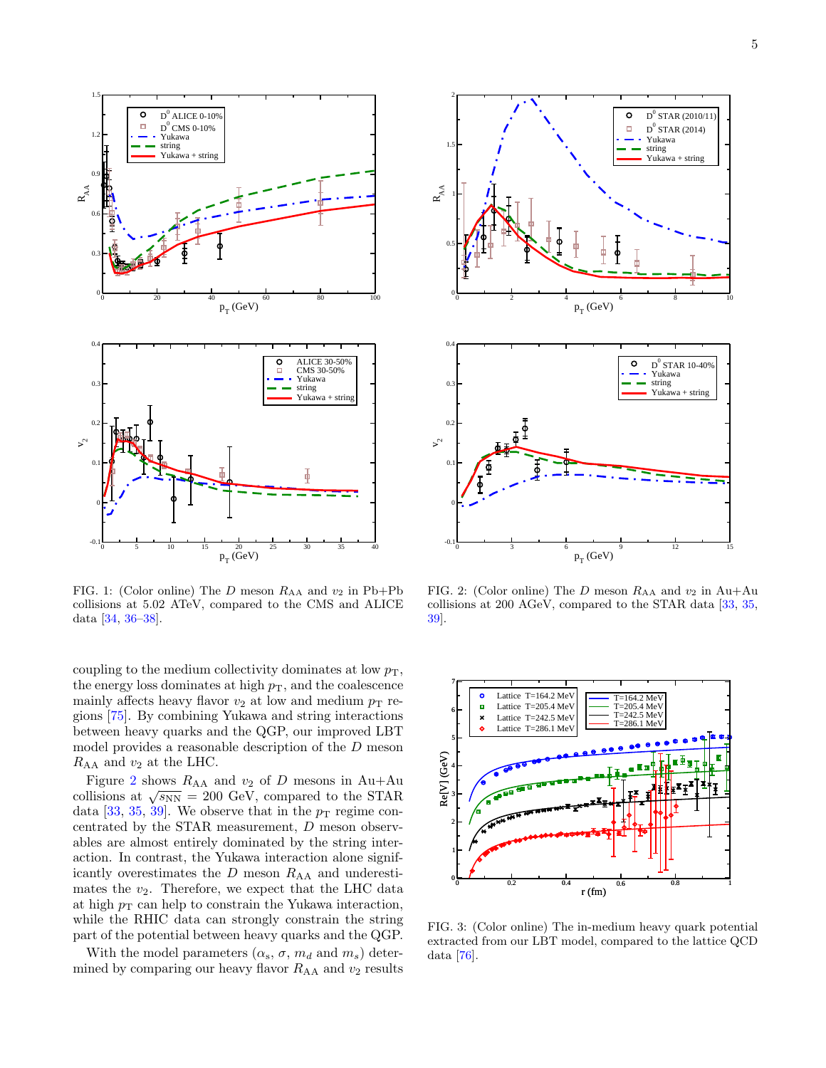FIG. 1: (Color online) The $D$ meson $R_{AA}$ and $v_2$ in Pb+Pb collisions at 5.02 ATeV, compared to the CMS and ALICE data [34, 36–38].

FIG. 2: (Color online) The $D$ meson $R_{AA}$ and $v_2$ in Au+Au collisions at 200 AGeV, compared to the STAR data [33, 35, 39].

coupling to the medium collectivity dominates at low $p_T$, the energy loss dominates at high $p_T$, and the coalescence mainly affects heavy flavor $v_2$ at low and medium $p_T$ regions [75]. By combining Yukawa and string interactions between heavy quarks and the QGP, our improved LBT model provides a reasonable description of the $D$ meson $R_{AA}$ and $v_2$ at the LHC.

Figure 2 shows $R_{AA}$ and $v_2$ of $D$ mesons in Au+Au collisions at $\sqrt{s_{NN}} = 200$ GeV, compared to the STAR data [33, 35, 39]. We observe that in the $p_T$ regime concentrated by the STAR measurement, $D$ meson observables are almost entirely dominated by the string interaction. In contrast, the Yukawa interaction alone significantly overestimates the $D$ meson $R_{AA}$ and underestimates the $v_2$. Therefore, we expect that the LHC data at high $p_T$ can help to constrain the Yukawa interaction, while the RHIC data can strongly constrain the string part of the potential between heavy quarks and the QGP.

With the model parameters ($\alpha_s$, $\sigma$, $m_d$ and $m_s$) determined by comparing our heavy flavor $R_{AA}$ and $v_2$ results

FIG. 3: (Color online) The in-medium heavy quark potential extracted from our LBT model, compared to the lattice QCD data [76].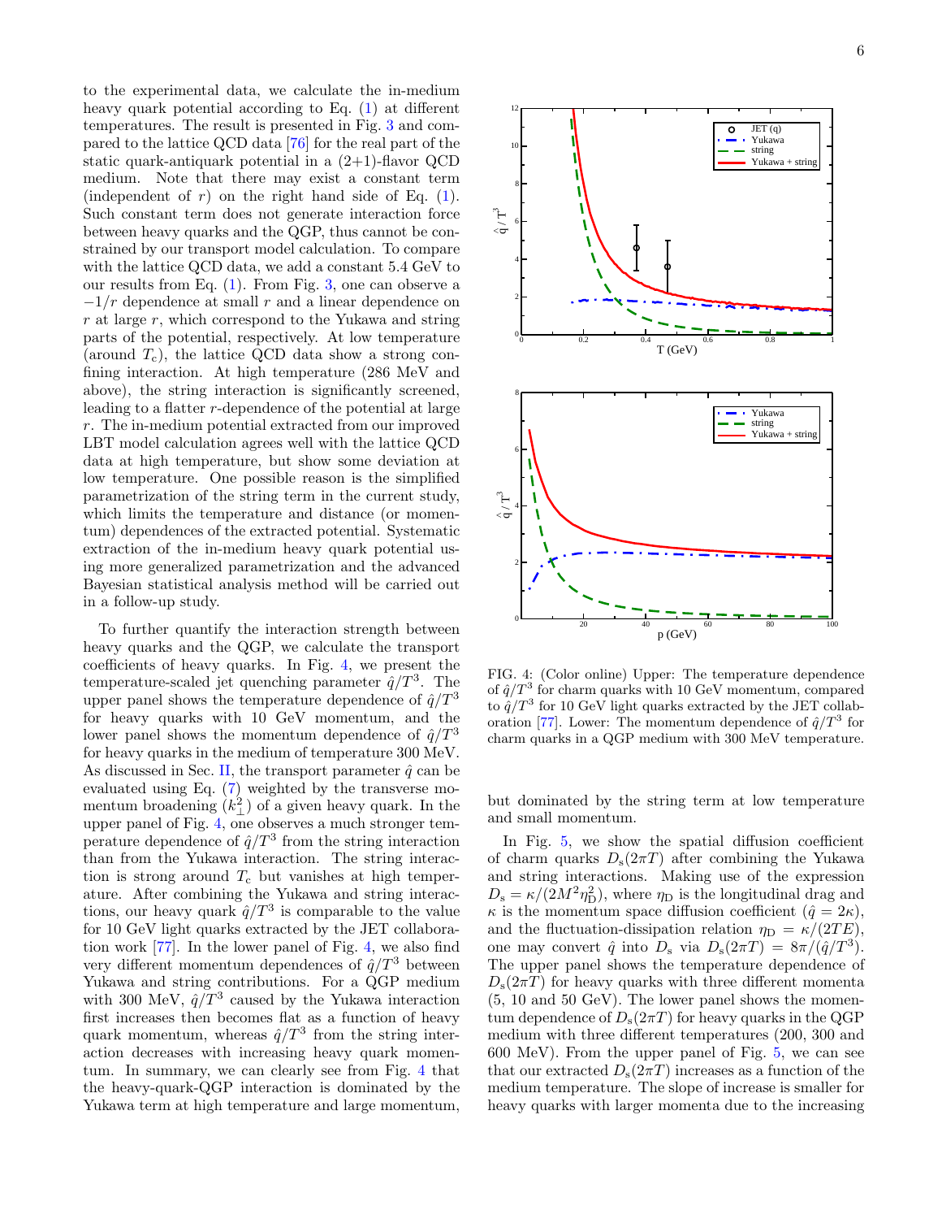to the experimental data, we calculate the in-medium heavy quark potential according to Eq. (1) at different temperatures. The result is presented in Fig. 3 and compared to the lattice QCD data [76] for the real part of the static quark-antiquark potential in a (2+1)-flavor QCD medium. Note that there may exist a constant term (independent of $r$) on the right hand side of Eq. (1). Such constant term does not generate interaction force between heavy quarks and the QGP, thus cannot be constrained by our transport model calculation. To compare with the lattice QCD data, we add a constant 5.4 GeV to our results from Eq. (1). From Fig. 3, one can observe a $-1/r$ dependence at small $r$ and a linear dependence on $r$ at large $r$, which correspond to the Yukawa and string parts of the potential, respectively. At low temperature (around $T_\mathrm{c}$), the lattice QCD data show a strong confining interaction. At high temperature (286 MeV and above), the string interaction is significantly screened, leading to a flatter $r$-dependence of the potential at large $r$. The in-medium potential extracted from our improved LBT model calculation agrees well with the lattice QCD data at high temperature, but show some deviation at low temperature. One possible reason is the simplified parametrization of the string term in the current study, which limits the temperature and distance (or momentum) dependences of the extracted potential. Systematic extraction of the in-medium heavy quark potential using more generalized parametrization and the advanced Bayesian statistical analysis method will be carried out in a follow-up study.

To further quantify the interaction strength between heavy quarks and the QGP, we calculate the transport coefficients of heavy quarks. In Fig. 4, we present the temperature-scaled jet quenching parameter $\hat{q}/T^3$. The upper panel shows the temperature dependence of $\hat{q}/T^3$ for heavy quarks with 10 GeV momentum, and the lower panel shows the momentum dependence of $\hat{q}/T^3$ for heavy quarks in the medium of temperature 300 MeV. As discussed in Sec. II, the transport parameter $\hat{q}$ can be evaluated using Eq. (7) weighted by the transverse momentum broadening $\langle k_\perp^2 \rangle$ of a given heavy quark. In the upper panel of Fig. 4, one observes a much stronger temperature dependence of $\hat{q}/T^3$ from the string interaction than from the Yukawa interaction. The string interaction is strong around $T_\mathrm{c}$ but vanishes at high temperature. After combining the Yukawa and string interactions, our heavy quark $\hat{q}/T^3$ is comparable to the value for 10 GeV light quarks extracted by the JET collaboration work [77]. In the lower panel of Fig. 4, we also find very different momentum dependences of $\hat{q}/T^3$ between Yukawa and string contributions. For a QGP medium with 300 MeV, $\hat{q}/T^3$ caused by the Yukawa interaction first increases then becomes flat as a function of heavy quark momentum, whereas $\hat{q}/T^3$ from the string interaction decreases with increasing heavy quark momentum. In summary, we can clearly see from Fig. 4 that the heavy-quark-QGP interaction is dominated by the Yukawa term at high temperature and large momentum, but dominated by the string term at low temperature and small momentum.

FIG. 4: (Color online) Upper: The temperature dependence of $\hat{q}/T^3$ for charm quarks with 10 GeV momentum, compared to $\hat{q}/T^3$ for 10 GeV light quarks extracted by the JET collaboration [77]. Lower: The momentum dependence of $\hat{q}/T^3$ for charm quarks in a QGP medium with 300 MeV temperature.

In Fig. 5, we show the spatial diffusion coefficient of charm quarks $D_\mathrm{s}(2\pi T)$ after combining the Yukawa and string interactions. Making use of the expression $D_\mathrm{s} = \kappa/(2M^2\eta_\mathrm{D}^2)$, where $\eta_\mathrm{D}$ is the longitudinal drag and $\kappa$ is the momentum space diffusion coefficient ($\hat{q} = 2\kappa$), and the fluctuation-dissipation relation $\eta_\mathrm{D} = \kappa/(2TE)$, one may convert $\hat{q}$ into $D_\mathrm{s}$ via $D_\mathrm{s}(2\pi T) = 8\pi/(\hat{q}/T^3)$. The upper panel shows the temperature dependence of $D_\mathrm{s}(2\pi T)$ for heavy quarks with three different momenta (5, 10 and 50 GeV). The lower panel shows the momentum dependence of $D_\mathrm{s}(2\pi T)$ for heavy quarks in the QGP medium with three different temperatures (200, 300 and 600 MeV). From the upper panel of Fig. 5, we can see that our extracted $D_\mathrm{s}(2\pi T)$ increases as a function of the medium temperature. The slope of increase is smaller for heavy quarks with larger momenta due to the increasing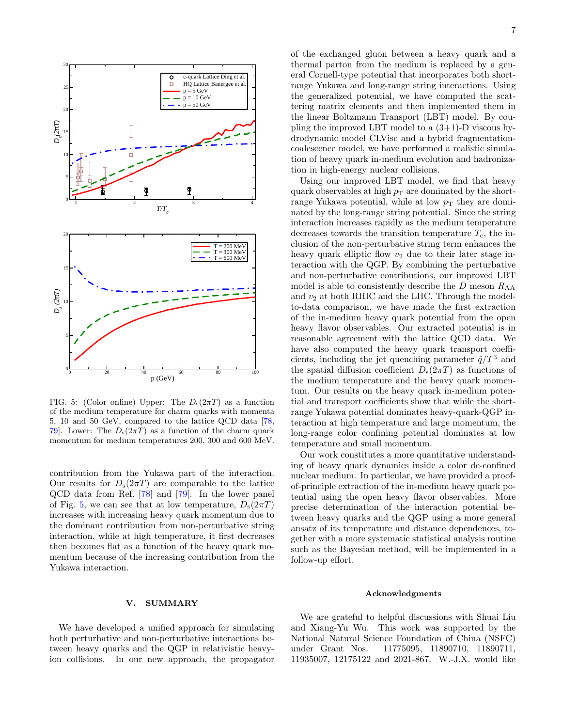FIG. 5: (Color online) Upper: The $D_s(2\pi T)$ as a function of the medium temperature for charm quarks with momenta 5, 10 and 50 GeV, compared to the lattice QCD data [78, 79]. Lower: The $D_s(2\pi T)$ as a function of the charm quark momentum for medium temperatures 200, 300 and 600 MeV.

contribution from the Yukawa part of the interaction. Our results for $D_s(2\pi T)$ are comparable to the lattice QCD data from Ref. [78] and [79]. In the lower panel of Fig. 5, we can see that at low temperature, $D_s(2\pi T)$ increases with increasing heavy quark momentum due to the dominant contribution from non-perturbative string interaction, while at high temperature, it first decreases then becomes flat as a function of the heavy quark momentum because of the increasing contribution from the Yukawa interaction.

## V. SUMMARY

We have developed a unified approach for simulating both perturbative and non-perturbative interactions between heavy quarks and the QGP in relativistic heavy-ion collisions. In our new approach, the propagator of the exchanged gluon between a heavy quark and a thermal parton from the medium is replaced by a general Cornell-type potential that incorporates both short-range Yukawa and long-range string interactions. Using the generalized potential, we have computed the scattering matrix elements and then implemented them in the linear Boltzmann Transport (LBT) model. By coupling the improved LBT model to a (3+1)-D viscous hydrodynamic model CLVisc and a hybrid fragmentation-coalescence model, we have performed a realistic simulation of heavy quark in-medium evolution and hadronization in high-energy nuclear collisions.

Using our improved LBT model, we find that heavy quark observables at high $p_T$ are dominated by the short-range Yukawa potential, while at low $p_T$ they are dominated by the long-range string potential. Since the string interaction increases rapidly as the medium temperature decreases towards the transition temperature $T_c$, the inclusion of the non-perturbative string term enhances the heavy quark elliptic flow $v_2$ due to their later stage interaction with the QGP. By combining the perturbative and non-perturbative contributions, our improved LBT model is able to consistently describe the $D$ meson $R_{AA}$ and $v_2$ at both RHIC and the LHC. Through the model-to-data comparison, we have made the first extraction of the in-medium heavy quark potential from the open heavy flavor observables. Our extracted potential is in reasonable agreement with the lattice QCD data. We have also computed the heavy quark transport coefficients, including the jet quenching parameter $\hat{q}/T^3$ and the spatial diffusion coefficient $D_s(2\pi T)$ as functions of the medium temperature and the heavy quark momentum. Our results on the heavy quark in-medium potential and transport coefficients show that while the short-range Yukawa potential dominates heavy-quark-QGP interaction at high temperature and large momentum, the long-range color confining potential dominates at low temperature and small momentum.

Our work constitutes a more quantitative understanding of heavy quark dynamics inside a color de-confined nuclear medium. In particular, we have provided a proof-of-principle extraction of the in-medium heavy quark potential using the open heavy flavor observables. More precise determination of the interaction potential between heavy quarks and the QGP using a more general ansatz of its temperature and distance dependences, together with a more systematic statistical analysis routine such as the Bayesian method, will be implemented in a follow-up effort.

### Acknowledgments

We are grateful to helpful discussions with Shuai Liu and Xiang-Yu Wu. This work was supported by the National Natural Science Foundation of China (NSFC) under Grant Nos. 11775095, 11890710, 11890711, 11935007, 12175122 and 2021-867. W.-J.X. would like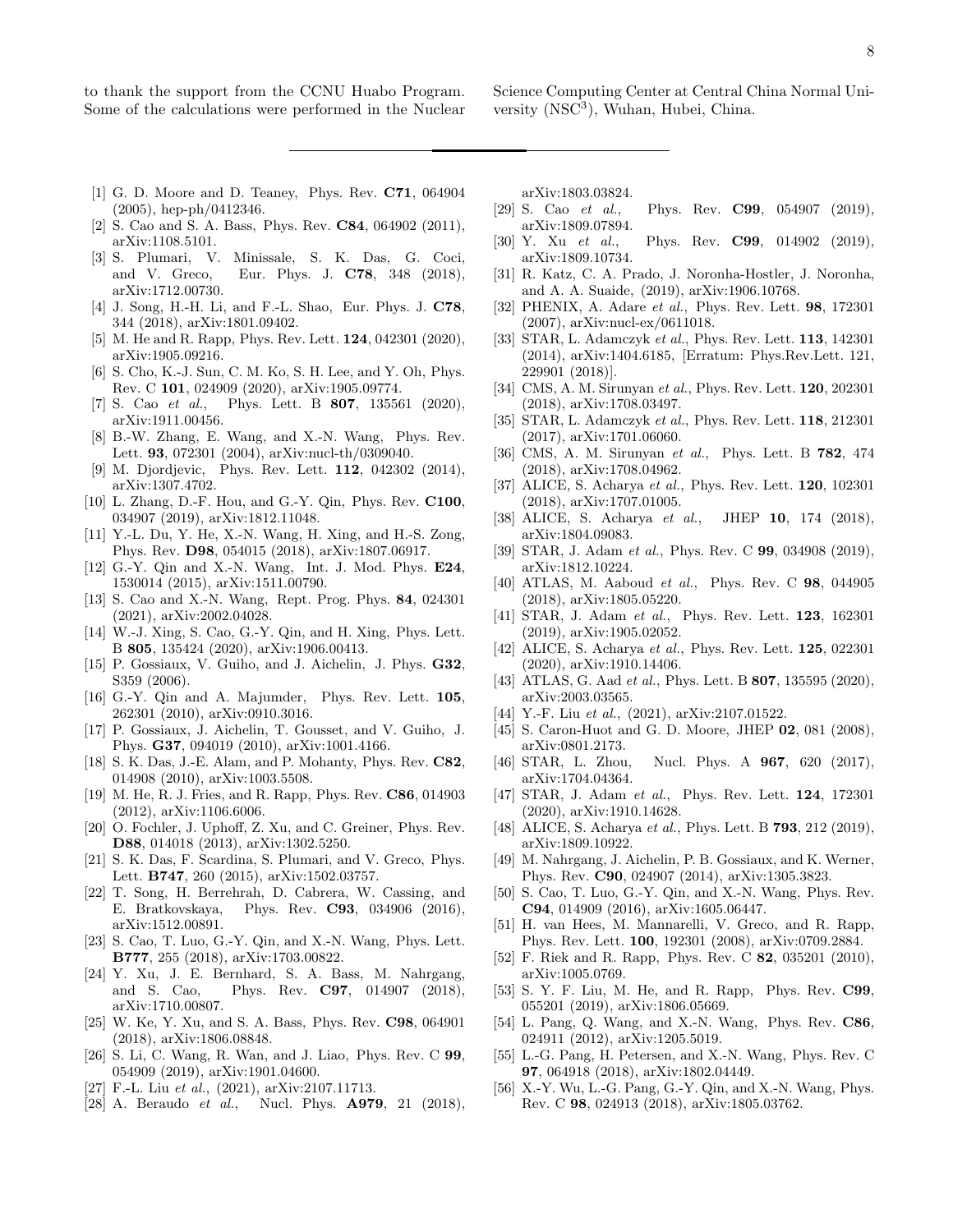to thank the support from the CCNU Huabo Program. Some of the calculations were performed in the Nuclear Science Computing Center at Central China Normal University (NSC$^3$), Wuhan, Hubei, China.

---

[1] G. D. Moore and D. Teaney, Phys. Rev. **C71**, 064904 (2005), hep-ph/0412346.

[2] S. Cao and S. A. Bass, Phys. Rev. **C84**, 064902 (2011), arXiv:1108.5101.

[3] S. Plumari, V. Minissale, S. K. Das, G. Coci, and V. Greco, Eur. Phys. J. **C78**, 348 (2018), arXiv:1712.00730.

[4] J. Song, H.-H. Li, and F.-L. Shao, Eur. Phys. J. **C78**, 344 (2018), arXiv:1801.09402.

[5] M. He and R. Rapp, Phys. Rev. Lett. **124**, 042301 (2020), arXiv:1905.09216.

[6] S. Cho, K.-J. Sun, C. M. Ko, S. H. Lee, and Y. Oh, Phys. Rev. C **101**, 024909 (2020), arXiv:1905.09774.

[7] S. Cao *et al.*, Phys. Lett. B **807**, 135561 (2020), arXiv:1911.00456.

[8] B.-W. Zhang, E. Wang, and X.-N. Wang, Phys. Rev. Lett. **93**, 072301 (2004), arXiv:nucl-th/0309040.

[9] M. Djordjevic, Phys. Rev. Lett. **112**, 042302 (2014), arXiv:1307.4702.

[10] L. Zhang, D.-F. Hou, and G.-Y. Qin, Phys. Rev. **C100**, 034907 (2019), arXiv:1812.11048.

[11] Y.-L. Du, Y. He, X.-N. Wang, H. Xing, and H.-S. Zong, Phys. Rev. **D98**, 054015 (2018), arXiv:1807.06917.

[12] G.-Y. Qin and X.-N. Wang, Int. J. Mod. Phys. **E24**, 1530014 (2015), arXiv:1511.00790.

[13] S. Cao and X.-N. Wang, Rept. Prog. Phys. **84**, 024301 (2021), arXiv:2002.04028.

[14] W.-J. Xing, S. Cao, G.-Y. Qin, and H. Xing, Phys. Lett. B **805**, 135424 (2020), arXiv:1906.00413.

[15] P. Gossiaux, V. Guiho, and J. Aichelin, J. Phys. **G32**, S359 (2006).

[16] G.-Y. Qin and A. Majumder, Phys. Rev. Lett. **105**, 262301 (2010), arXiv:0910.3016.

[17] P. Gossiaux, J. Aichelin, T. Gousset, and V. Guiho, J. Phys. **G37**, 094019 (2010), arXiv:1001.4166.

[18] S. K. Das, J.-E. Alam, and P. Mohanty, Phys. Rev. **C82**, 014908 (2010), arXiv:1003.5508.

[19] M. He, R. J. Fries, and R. Rapp, Phys. Rev. **C86**, 014903 (2012), arXiv:1106.6006.

[20] O. Fochler, J. Uphoff, Z. Xu, and C. Greiner, Phys. Rev. **D88**, 014018 (2013), arXiv:1302.5250.

[21] S. K. Das, F. Scardina, S. Plumari, and V. Greco, Phys. Lett. **B747**, 260 (2015), arXiv:1502.03757.

[22] T. Song, H. Berrehrah, D. Cabrera, W. Cassing, and E. Bratkovskaya, Phys. Rev. **C93**, 034906 (2016), arXiv:1512.00891.

[23] S. Cao, T. Luo, G.-Y. Qin, and X.-N. Wang, Phys. Lett. **B777**, 255 (2018), arXiv:1703.00822.

[24] Y. Xu, J. E. Bernhard, S. A. Bass, M. Nahrgang, and S. Cao, Phys. Rev. **C97**, 014907 (2018), arXiv:1710.00807.

[25] W. Ke, Y. Xu, and S. A. Bass, Phys. Rev. **C98**, 064901 (2018), arXiv:1806.08848.

[26] S. Li, C. Wang, R. Wan, and J. Liao, Phys. Rev. C **99**, 054909 (2019), arXiv:1901.04600.

[27] F.-L. Liu *et al.*, (2021), arXiv:2107.11713.

[28] A. Beraudo *et al.*, Nucl. Phys. **A979**, 21 (2018), arXiv:1803.03824.

[29] S. Cao *et al.*, Phys. Rev. **C99**, 054907 (2019), arXiv:1809.07894.

[30] Y. Xu *et al.*, Phys. Rev. **C99**, 014902 (2019), arXiv:1809.10734.

[31] R. Katz, C. A. Prado, J. Noronha-Hostler, J. Noronha, and A. A. Suaide, (2019), arXiv:1906.10768.

[32] PHENIX, A. Adare *et al.*, Phys. Rev. Lett. **98**, 172301 (2007), arXiv:nucl-ex/0611018.

[33] STAR, L. Adamczyk *et al.*, Phys. Rev. Lett. **113**, 142301 (2014), arXiv:1404.6185, [Erratum: Phys.Rev.Lett. 121, 229901 (2018)].

[34] CMS, A. M. Sirunyan *et al.*, Phys. Rev. Lett. **120**, 202301 (2018), arXiv:1708.03497.

[35] STAR, L. Adamczyk *et al.*, Phys. Rev. Lett. **118**, 212301 (2017), arXiv:1701.06060.

[36] CMS, A. M. Sirunyan *et al.*, Phys. Lett. B **782**, 474 (2018), arXiv:1708.04962.

[37] ALICE, S. Acharya *et al.*, Phys. Rev. Lett. **120**, 102301 (2018), arXiv:1707.01005.

[38] ALICE, S. Acharya *et al.*, JHEP **10**, 174 (2018), arXiv:1804.09083.

[39] STAR, J. Adam *et al.*, Phys. Rev. C **99**, 034908 (2019), arXiv:1812.10224.

[40] ATLAS, M. Aaboud *et al.*, Phys. Rev. C **98**, 044905 (2018), arXiv:1805.05220.

[41] STAR, J. Adam *et al.*, Phys. Rev. Lett. **123**, 162301 (2019), arXiv:1905.02052.

[42] ALICE, S. Acharya *et al.*, Phys. Rev. Lett. **125**, 022301 (2020), arXiv:1910.14406.

[43] ATLAS, G. Aad *et al.*, Phys. Lett. B **807**, 135595 (2020), arXiv:2003.03565.

[44] Y.-F. Liu *et al.*, (2021), arXiv:2107.01522.

[45] S. Caron-Huot and G. D. Moore, JHEP **02**, 081 (2008), arXiv:0801.2173.

[46] STAR, L. Zhou, Nucl. Phys. A **967**, 620 (2017), arXiv:1704.04364.

[47] STAR, J. Adam *et al.*, Phys. Rev. Lett. **124**, 172301 (2020), arXiv:1910.14628.

[48] ALICE, S. Acharya *et al.*, Phys. Lett. B **793**, 212 (2019), arXiv:1809.10922.

[49] M. Nahrgang, J. Aichelin, P. B. Gossiaux, and K. Werner, Phys. Rev. **C90**, 024907 (2014), arXiv:1305.3823.

[50] S. Cao, T. Luo, G.-Y. Qin, and X.-N. Wang, Phys. Rev. **C94**, 014909 (2016), arXiv:1605.06447.

[51] H. van Hees, M. Mannarelli, V. Greco, and R. Rapp, Phys. Rev. Lett. **100**, 192301 (2008), arXiv:0709.2884.

[52] F. Riek and R. Rapp, Phys. Rev. C **82**, 035201 (2010), arXiv:1005.0769.

[53] S. Y. F. Liu, M. He, and R. Rapp, Phys. Rev. **C99**, 055201 (2019), arXiv:1806.05669.

[54] L. Pang, Q. Wang, and X.-N. Wang, Phys. Rev. **C86**, 024911 (2012), arXiv:1205.5019.

[55] L.-G. Pang, H. Petersen, and X.-N. Wang, Phys. Rev. C **97**, 064918 (2018), arXiv:1802.04449.

[56] X.-Y. Wu, L.-G. Pang, G.-Y. Qin, and X.-N. Wang, Phys. Rev. C **98**, 024913 (2018), arXiv:1805.03762.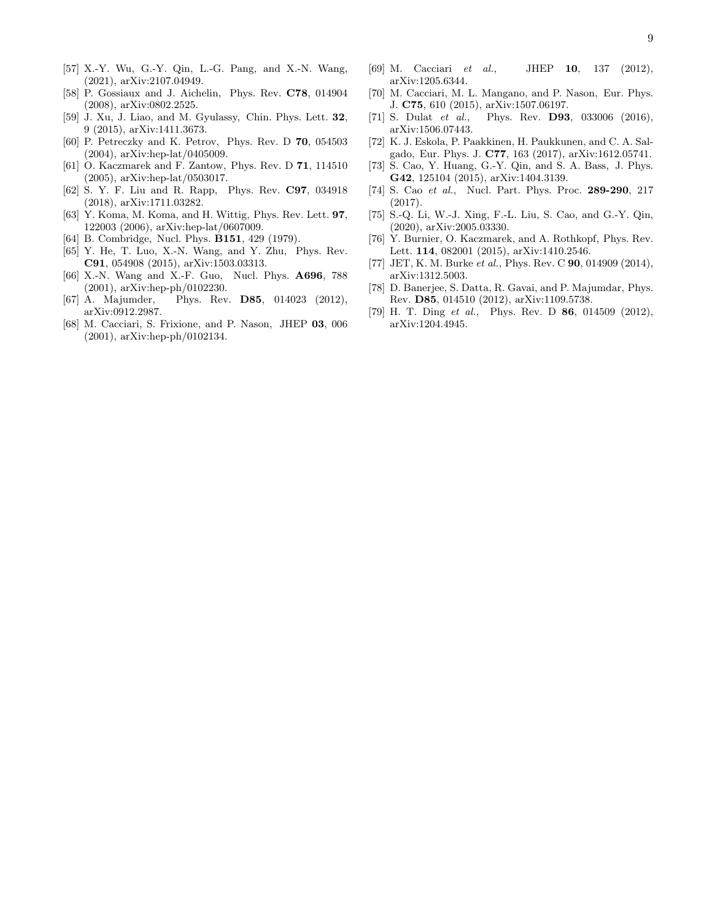[57] X.-Y. Wu, G.-Y. Qin, L.-G. Pang, and X.-N. Wang, (2021), arXiv:2107.04949.

[58] P. Gossiaux and J. Aichelin, Phys. Rev. **C78**, 014904 (2008), arXiv:0802.2525.

[59] J. Xu, J. Liao, and M. Gyulassy, Chin. Phys. Lett. **32**, 9 (2015), arXiv:1411.3673.

[60] P. Petreczky and K. Petrov, Phys. Rev. D **70**, 054503 (2004), arXiv:hep-lat/0405009.

[61] O. Kaczmarek and F. Zantow, Phys. Rev. D **71**, 114510 (2005), arXiv:hep-lat/0503017.

[62] S. Y. F. Liu and R. Rapp, Phys. Rev. **C97**, 034918 (2018), arXiv:1711.03282.

[63] Y. Koma, M. Koma, and H. Wittig, Phys. Rev. Lett. **97**, 122003 (2006), arXiv:hep-lat/0607009.

[64] B. Combridge, Nucl. Phys. **B151**, 429 (1979).

[65] Y. He, T. Luo, X.-N. Wang, and Y. Zhu, Phys. Rev. **C91**, 054908 (2015), arXiv:1503.03313.

[66] X.-N. Wang and X.-F. Guo, Nucl. Phys. **A696**, 788 (2001), arXiv:hep-ph/0102230.

[67] A. Majumder, Phys. Rev. **D85**, 014023 (2012), arXiv:0912.2987.

[68] M. Cacciari, S. Frixione, and P. Nason, JHEP **03**, 006 (2001), arXiv:hep-ph/0102134.

[69] M. Cacciari *et al.*, JHEP **10**, 137 (2012), arXiv:1205.6344.

[70] M. Cacciari, M. L. Mangano, and P. Nason, Eur. Phys. J. **C75**, 610 (2015), arXiv:1507.06197.

[71] S. Dulat *et al.*, Phys. Rev. **D93**, 033006 (2016), arXiv:1506.07443.

[72] K. J. Eskola, P. Paakkinen, H. Paukkunen, and C. A. Salgado, Eur. Phys. J. **C77**, 163 (2017), arXiv:1612.05741.

[73] S. Cao, Y. Huang, G.-Y. Qin, and S. A. Bass, J. Phys. **G42**, 125104 (2015), arXiv:1404.3139.

[74] S. Cao *et al.*, Nucl. Part. Phys. Proc. **289-290**, 217 (2017).

[75] S.-Q. Li, W.-J. Xing, F.-L. Liu, S. Cao, and G.-Y. Qin, (2020), arXiv:2005.03330.

[76] Y. Burnier, O. Kaczmarek, and A. Rothkopf, Phys. Rev. Lett. **114**, 082001 (2015), arXiv:1410.2546.

[77] JET, K. M. Burke *et al.*, Phys. Rev. C **90**, 014909 (2014), arXiv:1312.5003.

[78] D. Banerjee, S. Datta, R. Gavai, and P. Majumdar, Phys. Rev. **D85**, 014510 (2012), arXiv:1109.5738.

[79] H. T. Ding *et al.*, Phys. Rev. D **86**, 014509 (2012), arXiv:1204.4945.